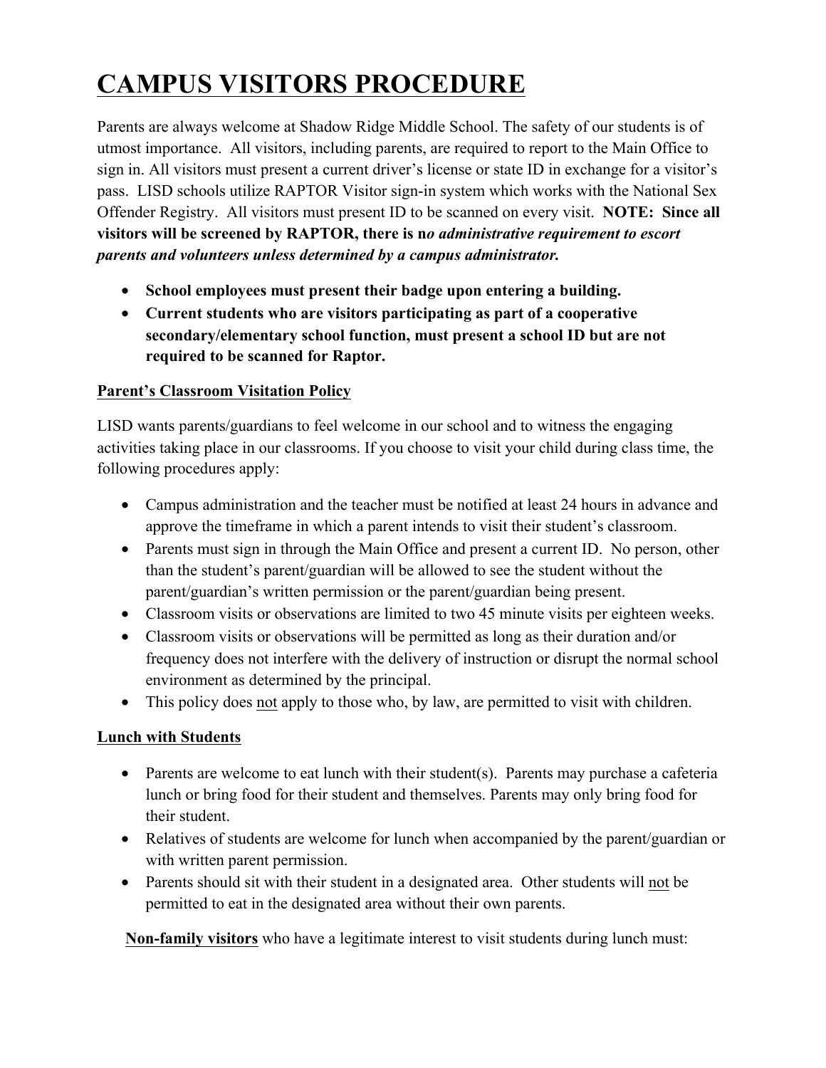# CAMPUS VISITORS PROCEDURE

Parents are always welcome at Shadow Ridge Middle School. The safety of our students is of utmost importance. All visitors, including parents, are required to report to the Main Office to sign in. All visitors must present a current driver's license or state ID in exchange for a visitor's pass. LISD schools utilize RAPTOR Visitor sign-in system which works with the National Sex Offender Registry. All visitors must present ID to be scanned on every visit. **NOTE: Since all visitors will be screened by RAPTOR, there is n*o administrative requirement to escort parents and volunteers unless determined by a campus administrator.***

- **School employees must present their badge upon entering a building.**
- **Current students who are visitors participating as part of a cooperative secondary/elementary school function, must present a school ID but are not required to be scanned for Raptor.**

## Parent's Classroom Visitation Policy

LISD wants parents/guardians to feel welcome in our school and to witness the engaging activities taking place in our classrooms. If you choose to visit your child during class time, the following procedures apply:

- Campus administration and the teacher must be notified at least 24 hours in advance and approve the timeframe in which a parent intends to visit their student's classroom.
- Parents must sign in through the Main Office and present a current ID. No person, other than the student's parent/guardian will be allowed to see the student without the parent/guardian's written permission or the parent/guardian being present.
- Classroom visits or observations are limited to two 45 minute visits per eighteen weeks.
- Classroom visits or observations will be permitted as long as their duration and/or frequency does not interfere with the delivery of instruction or disrupt the normal school environment as determined by the principal.
- This policy does not apply to those who, by law, are permitted to visit with children.

## Lunch with Students

- Parents are welcome to eat lunch with their student(s). Parents may purchase a cafeteria lunch or bring food for their student and themselves. Parents may only bring food for their student.
- Relatives of students are welcome for lunch when accompanied by the parent/guardian or with written parent permission.
- Parents should sit with their student in a designated area. Other students will not be permitted to eat in the designated area without their own parents.

**Non-family visitors** who have a legitimate interest to visit students during lunch must: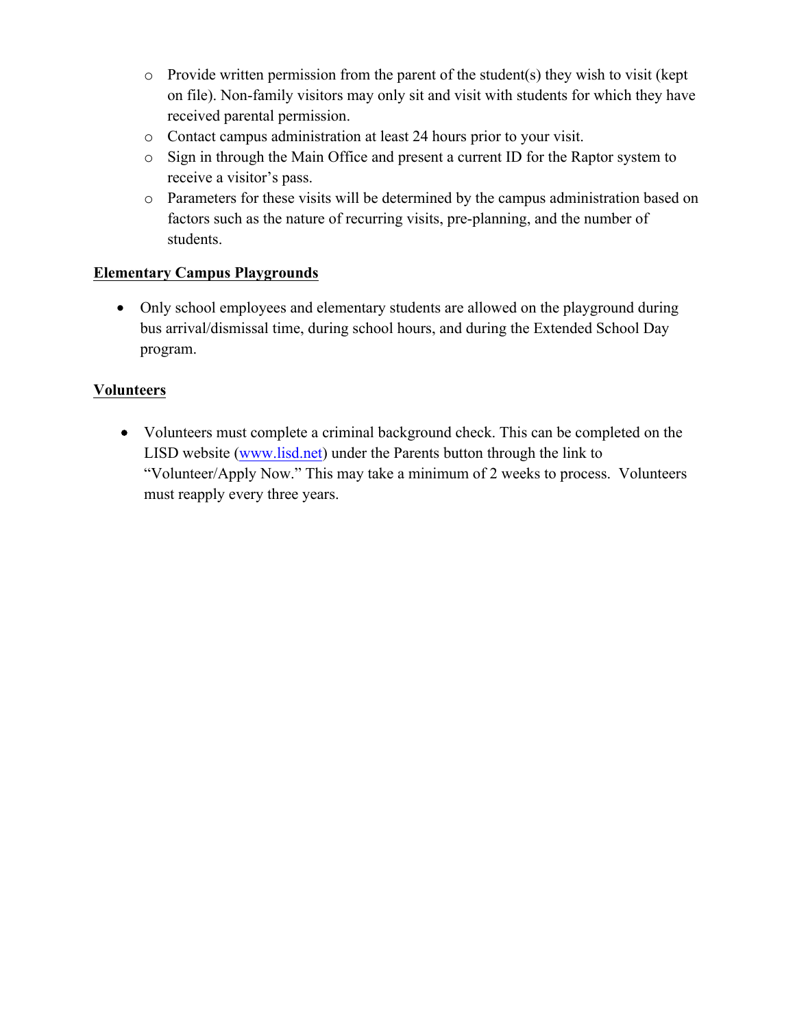- Provide written permission from the parent of the student(s) they wish to visit (kept on file). Non-family visitors may only sit and visit with students for which they have received parental permission.
  - Contact campus administration at least 24 hours prior to your visit.
  - Sign in through the Main Office and present a current ID for the Raptor system to receive a visitor's pass.
  - Parameters for these visits will be determined by the campus administration based on factors such as the nature of recurring visits, pre-planning, and the number of students.

**Elementary Campus Playgrounds**

- Only school employees and elementary students are allowed on the playground during bus arrival/dismissal time, during school hours, and during the Extended School Day program.

**Volunteers**

- Volunteers must complete a criminal background check. This can be completed on the LISD website (www.lisd.net) under the Parents button through the link to "Volunteer/Apply Now." This may take a minimum of 2 weeks to process. Volunteers must reapply every three years.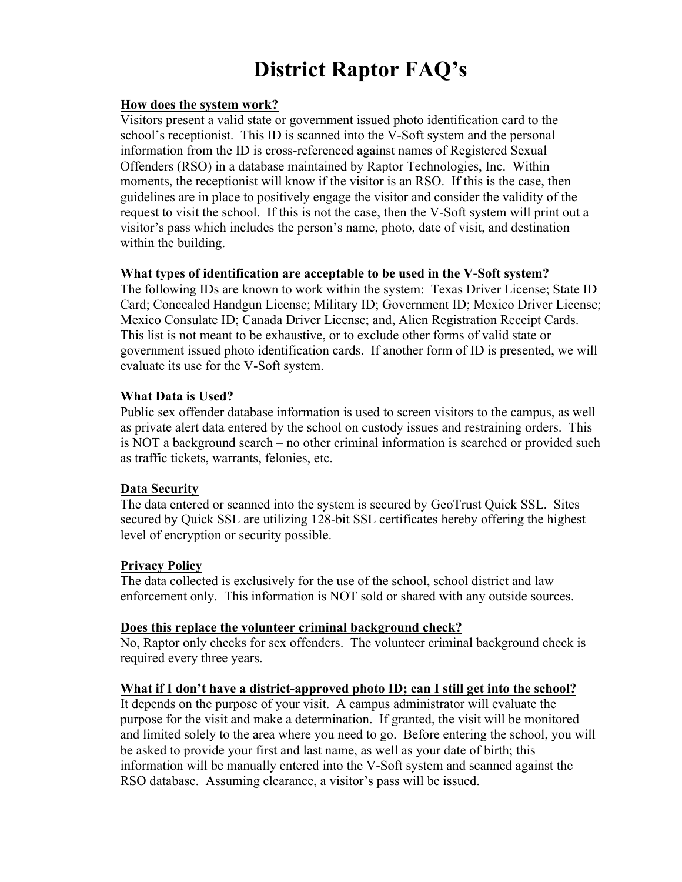# District Raptor FAQ's

## How does the system work?

Visitors present a valid state or government issued photo identification card to the school's receptionist. This ID is scanned into the V-Soft system and the personal information from the ID is cross-referenced against names of Registered Sexual Offenders (RSO) in a database maintained by Raptor Technologies, Inc. Within moments, the receptionist will know if the visitor is an RSO. If this is the case, then guidelines are in place to positively engage the visitor and consider the validity of the request to visit the school. If this is not the case, then the V-Soft system will print out a visitor's pass which includes the person's name, photo, date of visit, and destination within the building.

## What types of identification are acceptable to be used in the V-Soft system?

The following IDs are known to work within the system: Texas Driver License; State ID Card; Concealed Handgun License; Military ID; Government ID; Mexico Driver License; Mexico Consulate ID; Canada Driver License; and, Alien Registration Receipt Cards. This list is not meant to be exhaustive, or to exclude other forms of valid state or government issued photo identification cards. If another form of ID is presented, we will evaluate its use for the V-Soft system.

## What Data is Used?

Public sex offender database information is used to screen visitors to the campus, as well as private alert data entered by the school on custody issues and restraining orders. This is NOT a background search – no other criminal information is searched or provided such as traffic tickets, warrants, felonies, etc.

## Data Security

The data entered or scanned into the system is secured by GeoTrust Quick SSL. Sites secured by Quick SSL are utilizing 128-bit SSL certificates hereby offering the highest level of encryption or security possible.

## Privacy Policy

The data collected is exclusively for the use of the school, school district and law enforcement only. This information is NOT sold or shared with any outside sources.

## Does this replace the volunteer criminal background check?

No, Raptor only checks for sex offenders. The volunteer criminal background check is required every three years.

## What if I don't have a district-approved photo ID; can I still get into the school?

It depends on the purpose of your visit. A campus administrator will evaluate the purpose for the visit and make a determination. If granted, the visit will be monitored and limited solely to the area where you need to go. Before entering the school, you will be asked to provide your first and last name, as well as your date of birth; this information will be manually entered into the V-Soft system and scanned against the RSO database. Assuming clearance, a visitor's pass will be issued.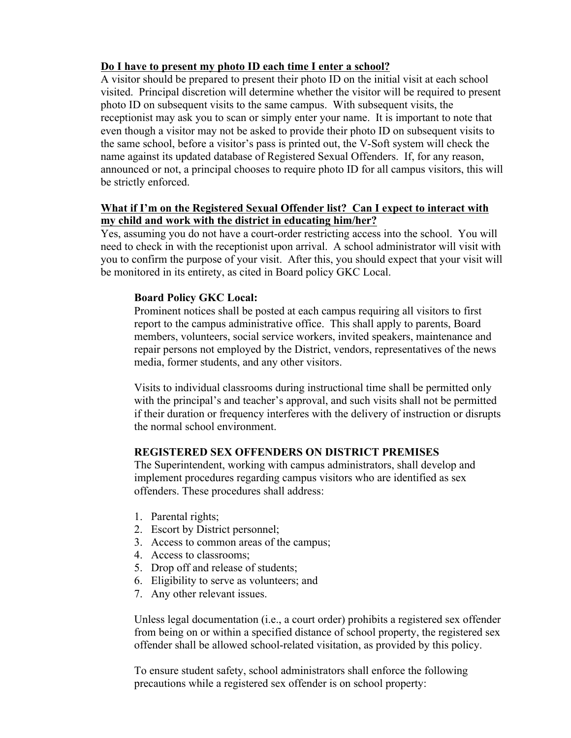**Do I have to present my photo ID each time I enter a school?**

A visitor should be prepared to present their photo ID on the initial visit at each school visited. Principal discretion will determine whether the visitor will be required to present photo ID on subsequent visits to the same campus. With subsequent visits, the receptionist may ask you to scan or simply enter your name. It is important to note that even though a visitor may not be asked to provide their photo ID on subsequent visits to the same school, before a visitor's pass is printed out, the V-Soft system will check the name against its updated database of Registered Sexual Offenders. If, for any reason, announced or not, a principal chooses to require photo ID for all campus visitors, this will be strictly enforced.

**What if I'm on the Registered Sexual Offender list? Can I expect to interact with my child and work with the district in educating him/her?**

Yes, assuming you do not have a court-order restricting access into the school. You will need to check in with the receptionist upon arrival. A school administrator will visit with you to confirm the purpose of your visit. After this, you should expect that your visit will be monitored in its entirety, as cited in Board policy GKC Local.

> **Board Policy GKC Local:**
>
> Prominent notices shall be posted at each campus requiring all visitors to first report to the campus administrative office. This shall apply to parents, Board members, volunteers, social service workers, invited speakers, maintenance and repair persons not employed by the District, vendors, representatives of the news media, former students, and any other visitors.
>
> Visits to individual classrooms during instructional time shall be permitted only with the principal's and teacher's approval, and such visits shall not be permitted if their duration or frequency interferes with the delivery of instruction or disrupts the normal school environment.
>
> **REGISTERED SEX OFFENDERS ON DISTRICT PREMISES**
>
> The Superintendent, working with campus administrators, shall develop and implement procedures regarding campus visitors who are identified as sex offenders. These procedures shall address:
>
> 1. Parental rights;
> 2. Escort by District personnel;
> 3. Access to common areas of the campus;
> 4. Access to classrooms;
> 5. Drop off and release of students;
> 6. Eligibility to serve as volunteers; and
> 7. Any other relevant issues.
>
> Unless legal documentation (i.e., a court order) prohibits a registered sex offender from being on or within a specified distance of school property, the registered sex offender shall be allowed school-related visitation, as provided by this policy.
>
> To ensure student safety, school administrators shall enforce the following precautions while a registered sex offender is on school property: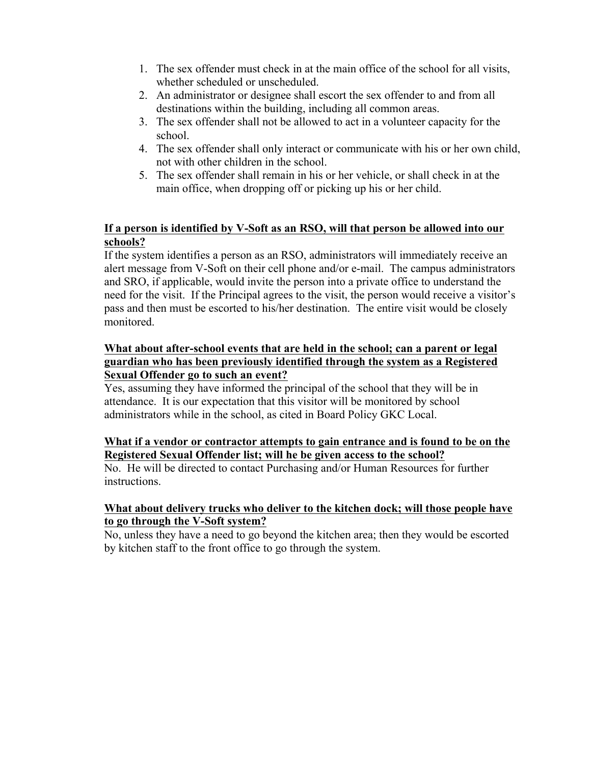1. The sex offender must check in at the main office of the school for all visits, whether scheduled or unscheduled.
2. An administrator or designee shall escort the sex offender to and from all destinations within the building, including all common areas.
3. The sex offender shall not be allowed to act in a volunteer capacity for the school.
4. The sex offender shall only interact or communicate with his or her own child, not with other children in the school.
5. The sex offender shall remain in his or her vehicle, or shall check in at the main office, when dropping off or picking up his or her child.

**<u>If a person is identified by V-Soft as an RSO, will that person be allowed into our schools?</u>**

If the system identifies a person as an RSO, administrators will immediately receive an alert message from V-Soft on their cell phone and/or e-mail. The campus administrators and SRO, if applicable, would invite the person into a private office to understand the need for the visit. If the Principal agrees to the visit, the person would receive a visitor's pass and then must be escorted to his/her destination. The entire visit would be closely monitored.

**<u>What about after-school events that are held in the school; can a parent or legal guardian who has been previously identified through the system as a Registered Sexual Offender go to such an event?</u>**

Yes, assuming they have informed the principal of the school that they will be in attendance. It is our expectation that this visitor will be monitored by school administrators while in the school, as cited in Board Policy GKC Local.

**<u>What if a vendor or contractor attempts to gain entrance and is found to be on the Registered Sexual Offender list; will he be given access to the school?</u>**

No. He will be directed to contact Purchasing and/or Human Resources for further instructions.

**<u>What about delivery trucks who deliver to the kitchen dock; will those people have to go through the V-Soft system?</u>**

No, unless they have a need to go beyond the kitchen area; then they would be escorted by kitchen staff to the front office to go through the system.